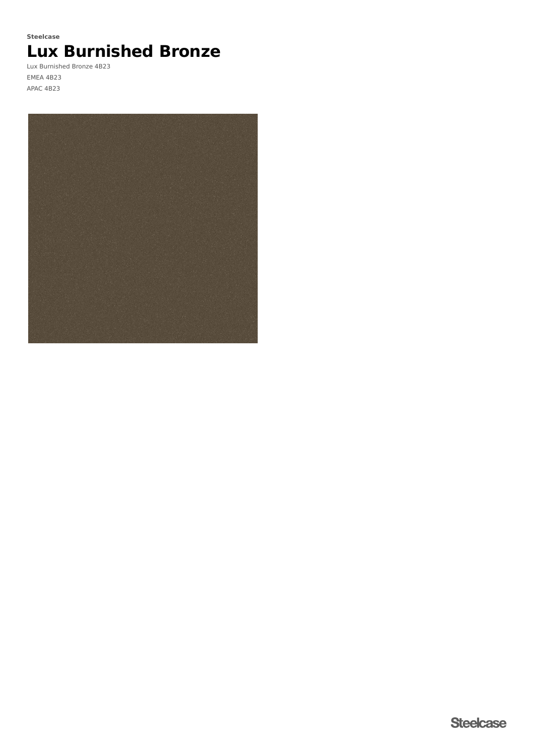**Steelcase**

# Lux Burnished Bronze

Lux Burnished Bronze 4B23

EMEA 4B23

APAC 4B23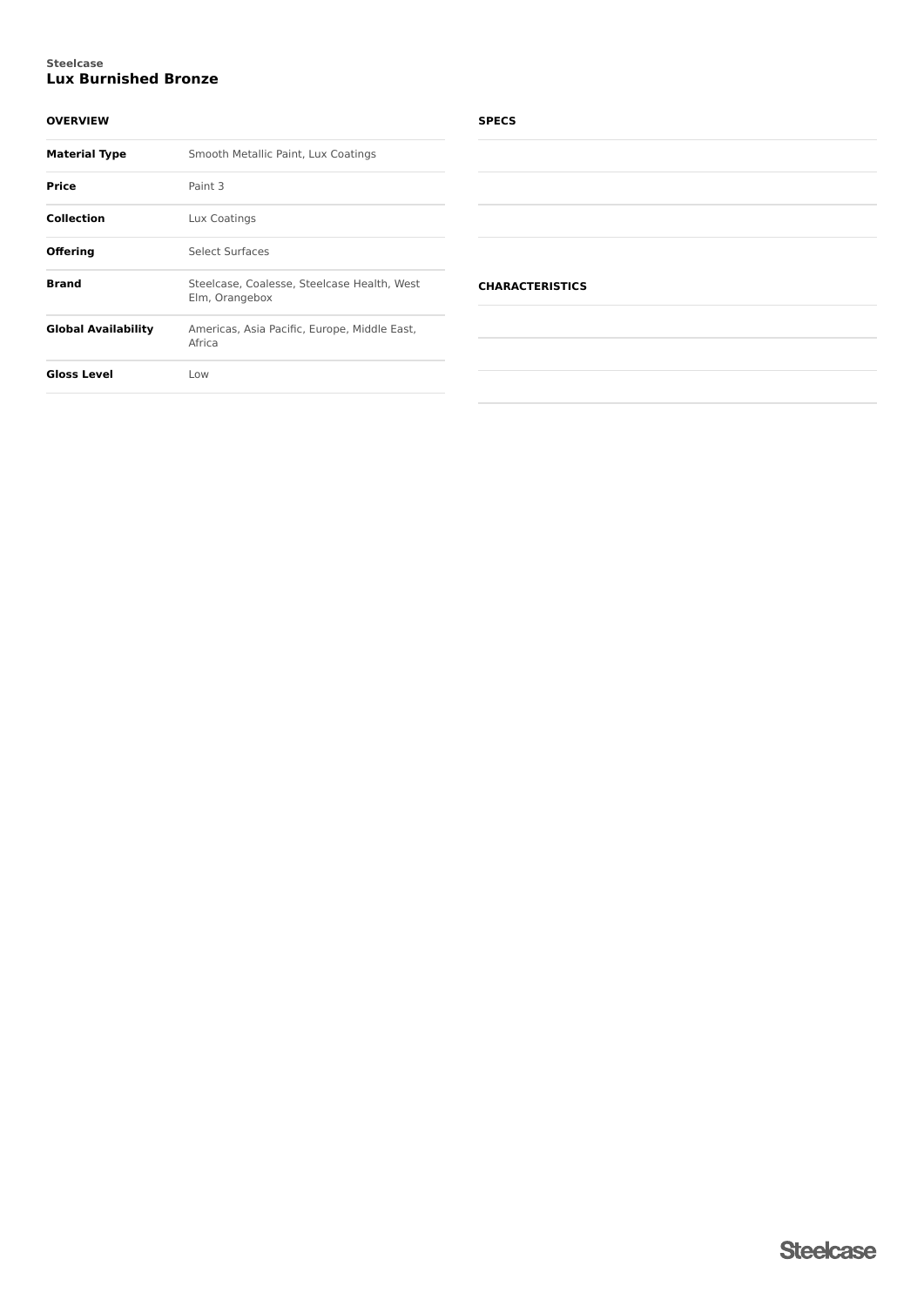Steelcase

# Lux Burnished Bronze

## OVERVIEW

| | |
|---|---|
| **Material Type** | Smooth Metallic Paint, Lux Coatings |
| **Price** | Paint 3 |
| **Collection** | Lux Coatings |
| **Offering** | Select Surfaces |
| **Brand** | Steelcase, Coalesse, Steelcase Health, West Elm, Orangebox |
| **Global Availability** | Americas, Asia Pacific, Europe, Middle East, Africa |
| **Gloss Level** | Low |

## SPECS

## CHARACTERISTICS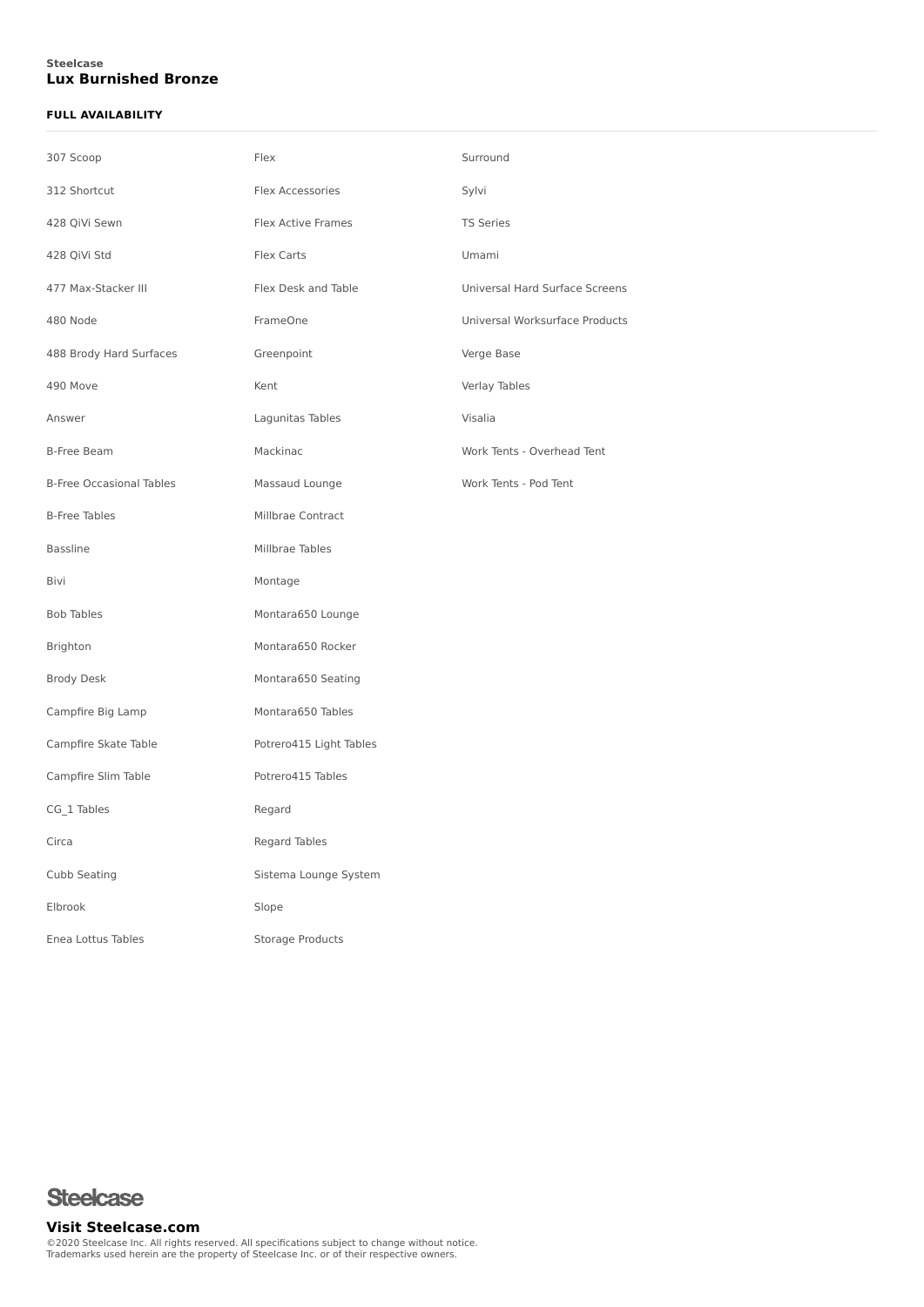**Steelcase**

# Lux Burnished Bronze

### FULL AVAILABILITY

- 307 Scoop
- 312 Shortcut
- 428 QiVi Sewn
- 428 QiVi Std
- 477 Max-Stacker III
- 480 Node
- 488 Brody Hard Surfaces
- 490 Move
- Answer
- B-Free Beam
- B-Free Occasional Tables
- B-Free Tables
- Bassline
- Bivi
- Bob Tables
- Brighton
- Brody Desk
- Campfire Big Lamp
- Campfire Skate Table
- Campfire Slim Table
- CG_1 Tables
- Circa
- Cubb Seating
- Elbrook
- Enea Lottus Tables
- Flex
- Flex Accessories
- Flex Active Frames
- Flex Carts
- Flex Desk and Table
- FrameOne
- Greenpoint
- Kent
- Lagunitas Tables
- Mackinac
- Massaud Lounge
- Millbrae Contract
- Millbrae Tables
- Montage
- Montara650 Lounge
- Montara650 Rocker
- Montara650 Seating
- Montara650 Tables
- Potrero415 Light Tables
- Potrero415 Tables
- Regard
- Regard Tables
- Sistema Lounge System
- Slope
- Storage Products
- Surround
- Sylvi
- TS Series
- Umami
- Universal Hard Surface Screens
- Universal Worksurface Products
- Verge Base
- Verlay Tables
- Visalia
- Work Tents - Overhead Tent
- Work Tents - Pod Tent

Steelcase

**Visit Steelcase.com**

©2020 Steelcase Inc. All rights reserved. All specifications subject to change without notice.
Trademarks used herein are the property of Steelcase Inc. or of their respective owners.